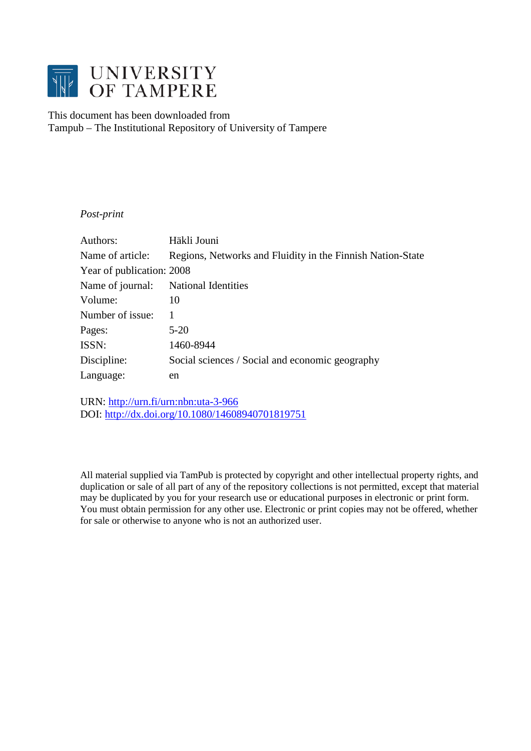UNIVERSITY OF TAMPERE

This document has been downloaded from
Tampub – The Institutional Repository of University of Tampere

*Post-print*

| | |
|---|---|
| Authors: | Häkli Jouni |
| Name of article: | Regions, Networks and Fluidity in the Finnish Nation-State |
| Year of publication: | 2008 |
| Name of journal: | National Identities |
| Volume: | 10 |
| Number of issue: | 1 |
| Pages: | 5-20 |
| ISSN: | 1460-8944 |
| Discipline: | Social sciences / Social and economic geography |
| Language: | en |

URN: http://urn.fi/urn:nbn:uta-3-966
DOI: http://dx.doi.org/10.1080/14608940701819751

All material supplied via TamPub is protected by copyright and other intellectual property rights, and duplication or sale of all part of any of the repository collections is not permitted, except that material may be duplicated by you for your research use or educational purposes in electronic or print form. You must obtain permission for any other use. Electronic or print copies may not be offered, whether for sale or otherwise to anyone who is not an authorized user.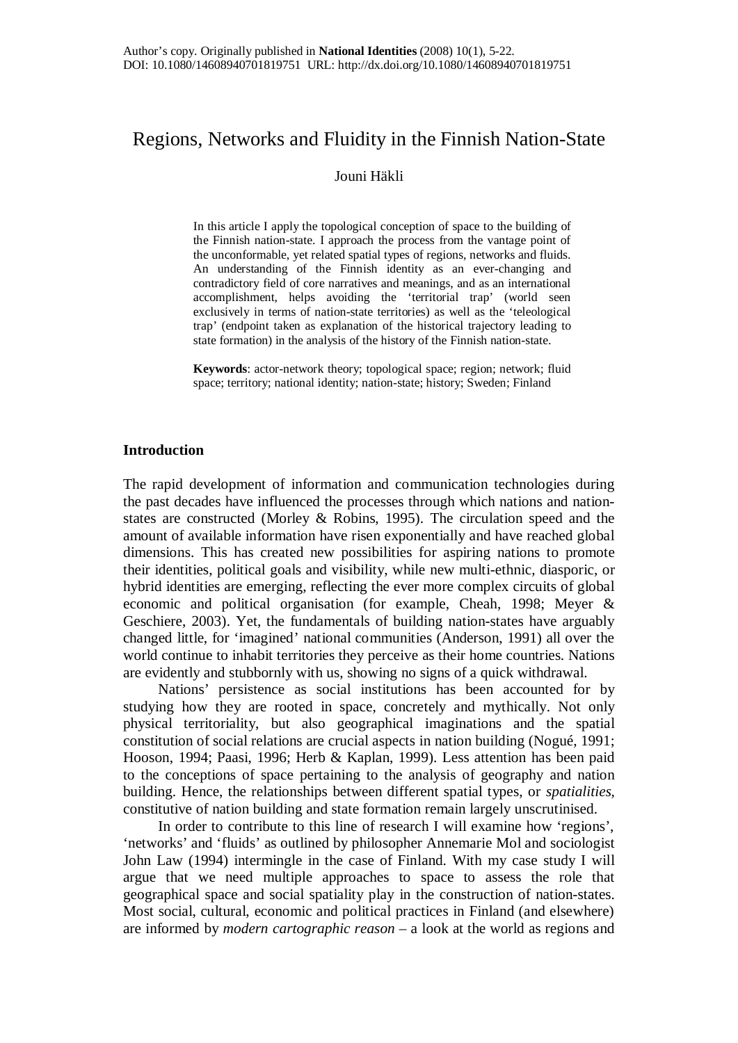Author's copy. Originally published in **National Identities** (2008) 10(1), 5-22.
DOI: 10.1080/14608940701819751 URL: http://dx.doi.org/10.1080/14608940701819751

# Regions, Networks and Fluidity in the Finnish Nation-State

Jouni Häkli

In this article I apply the topological conception of space to the building of the Finnish nation-state. I approach the process from the vantage point of the unconformable, yet related spatial types of regions, networks and fluids. An understanding of the Finnish identity as an ever-changing and contradictory field of core narratives and meanings, and as an international accomplishment, helps avoiding the 'territorial trap' (world seen exclusively in terms of nation-state territories) as well as the 'teleological trap' (endpoint taken as explanation of the historical trajectory leading to state formation) in the analysis of the history of the Finnish nation-state.

**Keywords**: actor-network theory; topological space; region; network; fluid space; territory; national identity; nation-state; history; Sweden; Finland

## Introduction

The rapid development of information and communication technologies during the past decades have influenced the processes through which nations and nation-states are constructed (Morley & Robins, 1995). The circulation speed and the amount of available information have risen exponentially and have reached global dimensions. This has created new possibilities for aspiring nations to promote their identities, political goals and visibility, while new multi-ethnic, diasporic, or hybrid identities are emerging, reflecting the ever more complex circuits of global economic and political organisation (for example, Cheah, 1998; Meyer & Geschiere, 2003). Yet, the fundamentals of building nation-states have arguably changed little, for 'imagined' national communities (Anderson, 1991) all over the world continue to inhabit territories they perceive as their home countries. Nations are evidently and stubbornly with us, showing no signs of a quick withdrawal.

Nations' persistence as social institutions has been accounted for by studying how they are rooted in space, concretely and mythically. Not only physical territoriality, but also geographical imaginations and the spatial constitution of social relations are crucial aspects in nation building (Nogué, 1991; Hooson, 1994; Paasi, 1996; Herb & Kaplan, 1999). Less attention has been paid to the conceptions of space pertaining to the analysis of geography and nation building. Hence, the relationships between different spatial types, or *spatialities*, constitutive of nation building and state formation remain largely unscrutinised.

In order to contribute to this line of research I will examine how 'regions', 'networks' and 'fluids' as outlined by philosopher Annemarie Mol and sociologist John Law (1994) intermingle in the case of Finland. With my case study I will argue that we need multiple approaches to space to assess the role that geographical space and social spatiality play in the construction of nation-states. Most social, cultural, economic and political practices in Finland (and elsewhere) are informed by *modern cartographic reason* – a look at the world as regions and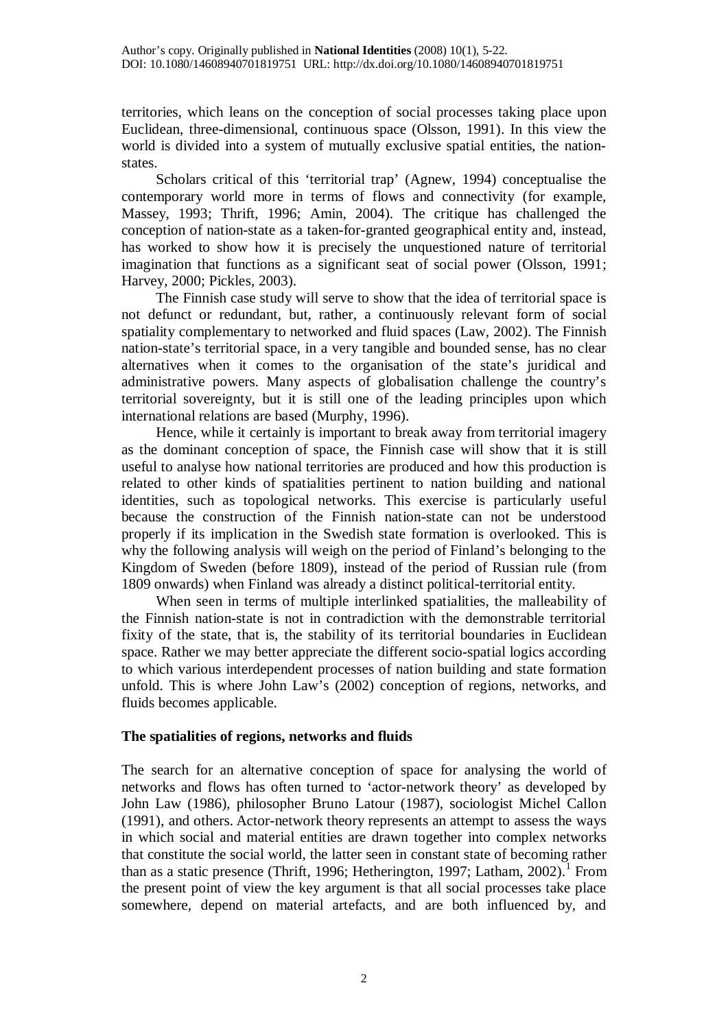territories, which leans on the conception of social processes taking place upon Euclidean, three-dimensional, continuous space (Olsson, 1991). In this view the world is divided into a system of mutually exclusive spatial entities, the nation-states.

Scholars critical of this 'territorial trap' (Agnew, 1994) conceptualise the contemporary world more in terms of flows and connectivity (for example, Massey, 1993; Thrift, 1996; Amin, 2004). The critique has challenged the conception of nation-state as a taken-for-granted geographical entity and, instead, has worked to show how it is precisely the unquestioned nature of territorial imagination that functions as a significant seat of social power (Olsson, 1991; Harvey, 2000; Pickles, 2003).

The Finnish case study will serve to show that the idea of territorial space is not defunct or redundant, but, rather, a continuously relevant form of social spatiality complementary to networked and fluid spaces (Law, 2002). The Finnish nation-state's territorial space, in a very tangible and bounded sense, has no clear alternatives when it comes to the organisation of the state's juridical and administrative powers. Many aspects of globalisation challenge the country's territorial sovereignty, but it is still one of the leading principles upon which international relations are based (Murphy, 1996).

Hence, while it certainly is important to break away from territorial imagery as the dominant conception of space, the Finnish case will show that it is still useful to analyse how national territories are produced and how this production is related to other kinds of spatialities pertinent to nation building and national identities, such as topological networks. This exercise is particularly useful because the construction of the Finnish nation-state can not be understood properly if its implication in the Swedish state formation is overlooked. This is why the following analysis will weigh on the period of Finland's belonging to the Kingdom of Sweden (before 1809), instead of the period of Russian rule (from 1809 onwards) when Finland was already a distinct political-territorial entity.

When seen in terms of multiple interlinked spatialities, the malleability of the Finnish nation-state is not in contradiction with the demonstrable territorial fixity of the state, that is, the stability of its territorial boundaries in Euclidean space. Rather we may better appreciate the different socio-spatial logics according to which various interdependent processes of nation building and state formation unfold. This is where John Law's (2002) conception of regions, networks, and fluids becomes applicable.

## The spatialities of regions, networks and fluids

The search for an alternative conception of space for analysing the world of networks and flows has often turned to 'actor-network theory' as developed by John Law (1986), philosopher Bruno Latour (1987), sociologist Michel Callon (1991), and others. Actor-network theory represents an attempt to assess the ways in which social and material entities are drawn together into complex networks that constitute the social world, the latter seen in constant state of becoming rather than as a static presence (Thrift, 1996; Hetherington, 1997; Latham, 2002).[1] From the present point of view the key argument is that all social processes take place somewhere, depend on material artefacts, and are both influenced by, and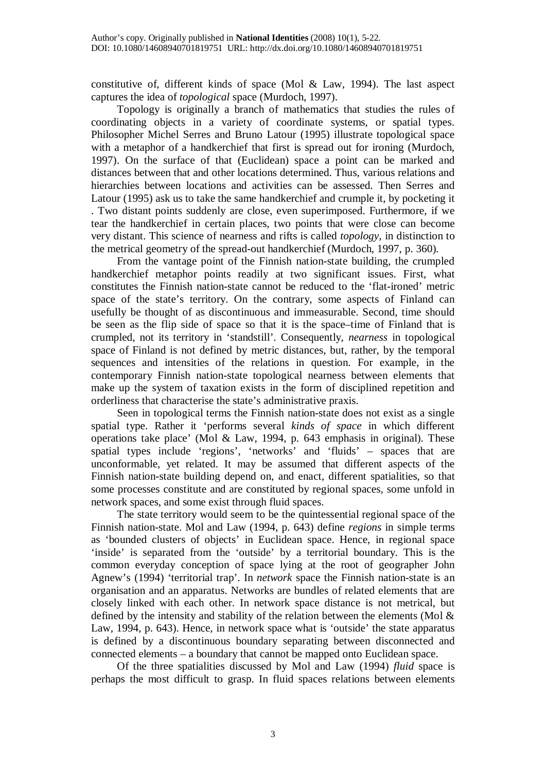constitutive of, different kinds of space (Mol & Law, 1994). The last aspect captures the idea of *topological* space (Murdoch, 1997).

Topology is originally a branch of mathematics that studies the rules of coordinating objects in a variety of coordinate systems, or spatial types. Philosopher Michel Serres and Bruno Latour (1995) illustrate topological space with a metaphor of a handkerchief that first is spread out for ironing (Murdoch, 1997). On the surface of that (Euclidean) space a point can be marked and distances between that and other locations determined. Thus, various relations and hierarchies between locations and activities can be assessed. Then Serres and Latour (1995) ask us to take the same handkerchief and crumple it, by pocketing it . Two distant points suddenly are close, even superimposed. Furthermore, if we tear the handkerchief in certain places, two points that were close can become very distant. This science of nearness and rifts is called *topology*, in distinction to the metrical geometry of the spread-out handkerchief (Murdoch, 1997, p. 360).

From the vantage point of the Finnish nation-state building, the crumpled handkerchief metaphor points readily at two significant issues. First, what constitutes the Finnish nation-state cannot be reduced to the 'flat-ironed' metric space of the state's territory. On the contrary, some aspects of Finland can usefully be thought of as discontinuous and immeasurable. Second, time should be seen as the flip side of space so that it is the space–time of Finland that is crumpled, not its territory in 'standstill'. Consequently, *nearness* in topological space of Finland is not defined by metric distances, but, rather, by the temporal sequences and intensities of the relations in question. For example, in the contemporary Finnish nation-state topological nearness between elements that make up the system of taxation exists in the form of disciplined repetition and orderliness that characterise the state's administrative praxis.

Seen in topological terms the Finnish nation-state does not exist as a single spatial type. Rather it 'performs several *kinds of space* in which different operations take place' (Mol & Law, 1994, p. 643 emphasis in original). These spatial types include 'regions', 'networks' and 'fluids' – spaces that are unconformable, yet related. It may be assumed that different aspects of the Finnish nation-state building depend on, and enact, different spatialities, so that some processes constitute and are constituted by regional spaces, some unfold in network spaces, and some exist through fluid spaces.

The state territory would seem to be the quintessential regional space of the Finnish nation-state. Mol and Law (1994, p. 643) define *regions* in simple terms as 'bounded clusters of objects' in Euclidean space. Hence, in regional space 'inside' is separated from the 'outside' by a territorial boundary. This is the common everyday conception of space lying at the root of geographer John Agnew's (1994) 'territorial trap'. In *network* space the Finnish nation-state is an organisation and an apparatus. Networks are bundles of related elements that are closely linked with each other. In network space distance is not metrical, but defined by the intensity and stability of the relation between the elements (Mol & Law, 1994, p. 643). Hence, in network space what is 'outside' the state apparatus is defined by a discontinuous boundary separating between disconnected and connected elements – a boundary that cannot be mapped onto Euclidean space.

Of the three spatialities discussed by Mol and Law (1994) *fluid* space is perhaps the most difficult to grasp. In fluid spaces relations between elements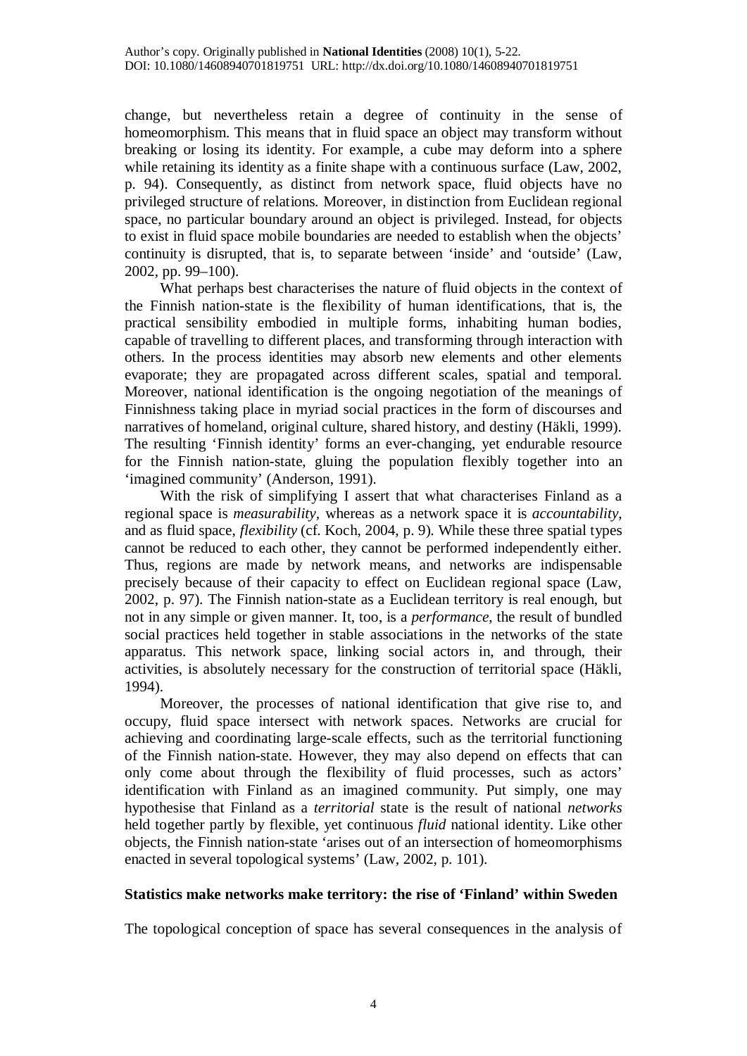change, but nevertheless retain a degree of continuity in the sense of homeomorphism. This means that in fluid space an object may transform without breaking or losing its identity. For example, a cube may deform into a sphere while retaining its identity as a finite shape with a continuous surface (Law, 2002, p. 94). Consequently, as distinct from network space, fluid objects have no privileged structure of relations. Moreover, in distinction from Euclidean regional space, no particular boundary around an object is privileged. Instead, for objects to exist in fluid space mobile boundaries are needed to establish when the objects' continuity is disrupted, that is, to separate between 'inside' and 'outside' (Law, 2002, pp. 99–100).

What perhaps best characterises the nature of fluid objects in the context of the Finnish nation-state is the flexibility of human identifications, that is, the practical sensibility embodied in multiple forms, inhabiting human bodies, capable of travelling to different places, and transforming through interaction with others. In the process identities may absorb new elements and other elements evaporate; they are propagated across different scales, spatial and temporal. Moreover, national identification is the ongoing negotiation of the meanings of Finnishness taking place in myriad social practices in the form of discourses and narratives of homeland, original culture, shared history, and destiny (Häkli, 1999). The resulting 'Finnish identity' forms an ever-changing, yet endurable resource for the Finnish nation-state, gluing the population flexibly together into an 'imagined community' (Anderson, 1991).

With the risk of simplifying I assert that what characterises Finland as a regional space is *measurability*, whereas as a network space it is *accountability*, and as fluid space, *flexibility* (cf. Koch, 2004, p. 9). While these three spatial types cannot be reduced to each other, they cannot be performed independently either. Thus, regions are made by network means, and networks are indispensable precisely because of their capacity to effect on Euclidean regional space (Law, 2002, p. 97). The Finnish nation-state as a Euclidean territory is real enough, but not in any simple or given manner. It, too, is a *performance*, the result of bundled social practices held together in stable associations in the networks of the state apparatus. This network space, linking social actors in, and through, their activities, is absolutely necessary for the construction of territorial space (Häkli, 1994).

Moreover, the processes of national identification that give rise to, and occupy, fluid space intersect with network spaces. Networks are crucial for achieving and coordinating large-scale effects, such as the territorial functioning of the Finnish nation-state. However, they may also depend on effects that can only come about through the flexibility of fluid processes, such as actors' identification with Finland as an imagined community. Put simply, one may hypothesise that Finland as a *territorial* state is the result of national *networks* held together partly by flexible, yet continuous *fluid* national identity. Like other objects, the Finnish nation-state 'arises out of an intersection of homeomorphisms enacted in several topological systems' (Law, 2002, p. 101).

## Statistics make networks make territory: the rise of 'Finland' within Sweden

The topological conception of space has several consequences in the analysis of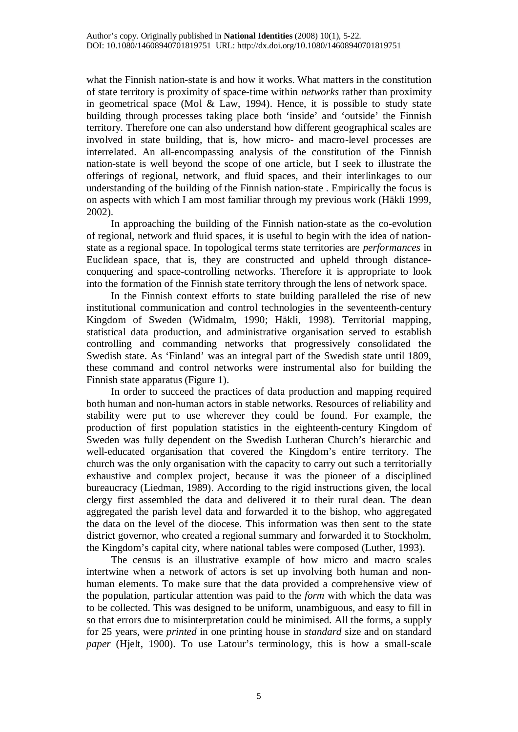what the Finnish nation-state is and how it works. What matters in the constitution of state territory is proximity of space-time within *networks* rather than proximity in geometrical space (Mol & Law, 1994). Hence, it is possible to study state building through processes taking place both 'inside' and 'outside' the Finnish territory. Therefore one can also understand how different geographical scales are involved in state building, that is, how micro- and macro-level processes are interrelated. An all-encompassing analysis of the constitution of the Finnish nation-state is well beyond the scope of one article, but I seek to illustrate the offerings of regional, network, and fluid spaces, and their interlinkages to our understanding of the building of the Finnish nation-state . Empirically the focus is on aspects with which I am most familiar through my previous work (Häkli 1999, 2002).

In approaching the building of the Finnish nation-state as the co-evolution of regional, network and fluid spaces, it is useful to begin with the idea of nation-state as a regional space. In topological terms state territories are *performances* in Euclidean space, that is, they are constructed and upheld through distance-conquering and space-controlling networks. Therefore it is appropriate to look into the formation of the Finnish state territory through the lens of network space.

In the Finnish context efforts to state building paralleled the rise of new institutional communication and control technologies in the seventeenth-century Kingdom of Sweden (Widmalm, 1990; Häkli, 1998). Territorial mapping, statistical data production, and administrative organisation served to establish controlling and commanding networks that progressively consolidated the Swedish state. As 'Finland' was an integral part of the Swedish state until 1809, these command and control networks were instrumental also for building the Finnish state apparatus (Figure 1).

In order to succeed the practices of data production and mapping required both human and non-human actors in stable networks. Resources of reliability and stability were put to use wherever they could be found. For example, the production of first population statistics in the eighteenth-century Kingdom of Sweden was fully dependent on the Swedish Lutheran Church's hierarchic and well-educated organisation that covered the Kingdom's entire territory. The church was the only organisation with the capacity to carry out such a territorially exhaustive and complex project, because it was the pioneer of a disciplined bureaucracy (Liedman, 1989). According to the rigid instructions given, the local clergy first assembled the data and delivered it to their rural dean. The dean aggregated the parish level data and forwarded it to the bishop, who aggregated the data on the level of the diocese. This information was then sent to the state district governor, who created a regional summary and forwarded it to Stockholm, the Kingdom's capital city, where national tables were composed (Luther, 1993).

The census is an illustrative example of how micro and macro scales intertwine when a network of actors is set up involving both human and non-human elements. To make sure that the data provided a comprehensive view of the population, particular attention was paid to the *form* with which the data was to be collected. This was designed to be uniform, unambiguous, and easy to fill in so that errors due to misinterpretation could be minimised. All the forms, a supply for 25 years, were *printed* in one printing house in *standard* size and on standard *paper* (Hjelt, 1900). To use Latour's terminology, this is how a small-scale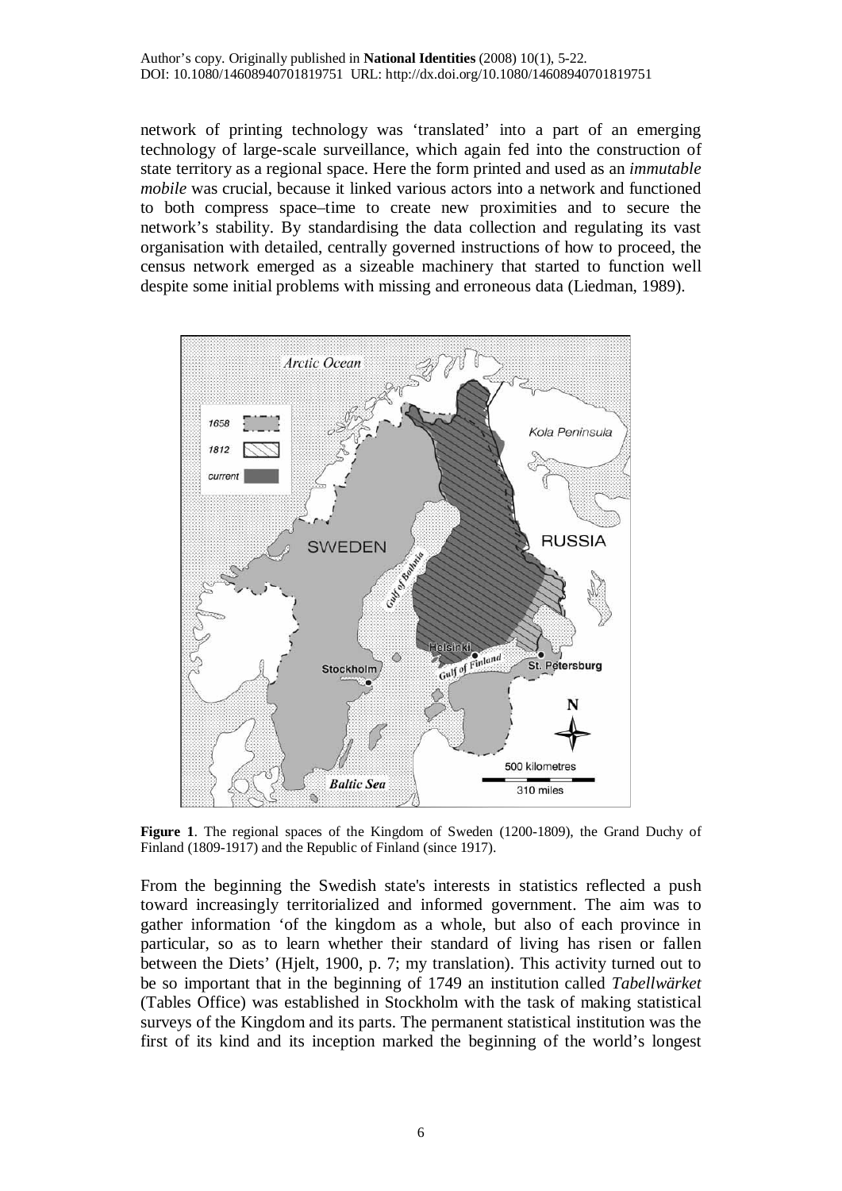network of printing technology was 'translated' into a part of an emerging technology of large-scale surveillance, which again fed into the construction of state territory as a regional space. Here the form printed and used as an *immutable mobile* was crucial, because it linked various actors into a network and functioned to both compress space–time to create new proximities and to secure the network's stability. By standardising the data collection and regulating its vast organisation with detailed, centrally governed instructions of how to proceed, the census network emerged as a sizeable machinery that started to function well despite some initial problems with missing and erroneous data (Liedman, 1989).

**Figure 1**. The regional spaces of the Kingdom of Sweden (1200-1809), the Grand Duchy of Finland (1809-1917) and the Republic of Finland (since 1917).

From the beginning the Swedish state's interests in statistics reflected a push toward increasingly territorialized and informed government. The aim was to gather information 'of the kingdom as a whole, but also of each province in particular, so as to learn whether their standard of living has risen or fallen between the Diets' (Hjelt, 1900, p. 7; my translation). This activity turned out to be so important that in the beginning of 1749 an institution called *Tabellwärket* (Tables Office) was established in Stockholm with the task of making statistical surveys of the Kingdom and its parts. The permanent statistical institution was the first of its kind and its inception marked the beginning of the world's longest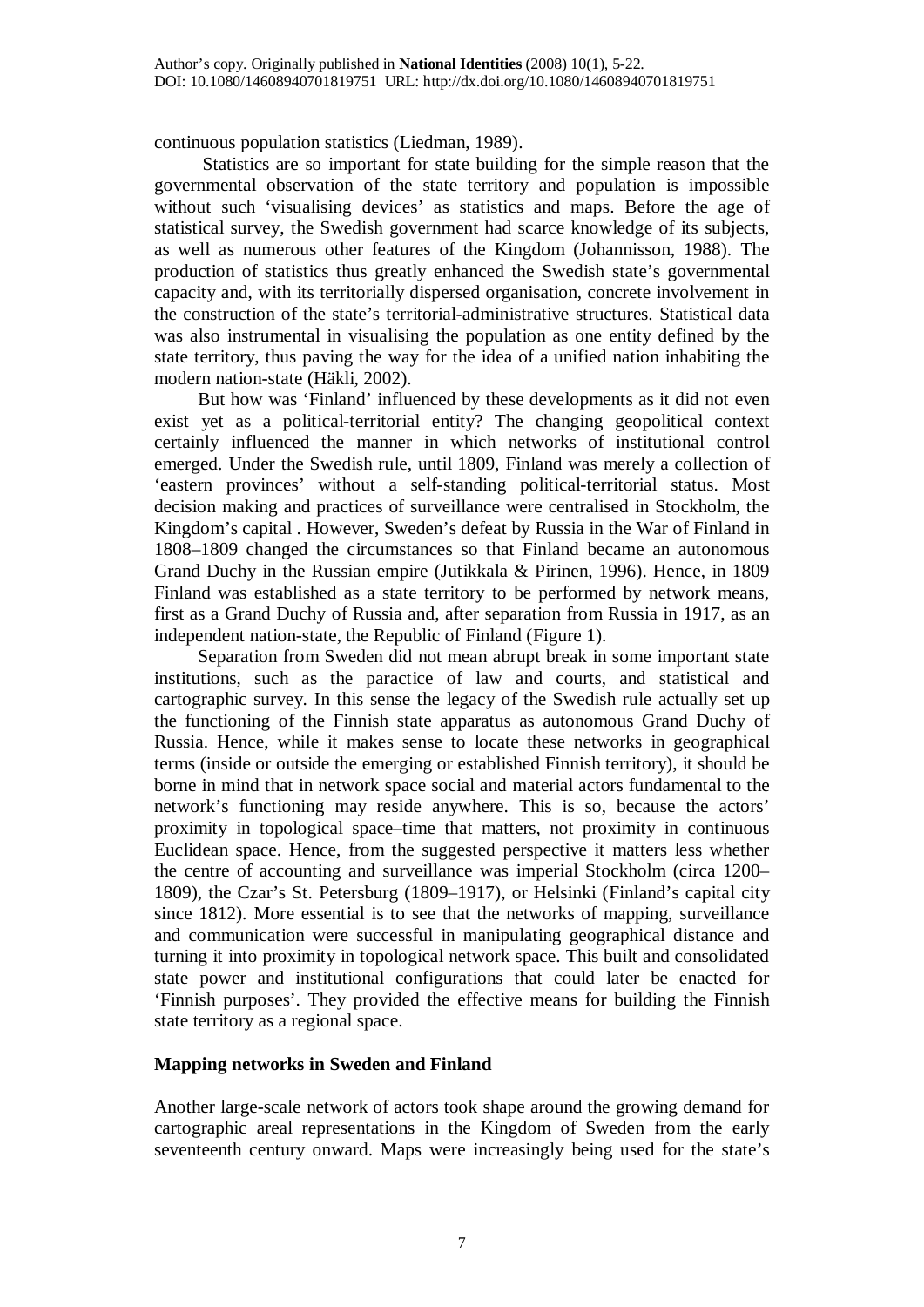continuous population statistics (Liedman, 1989).

Statistics are so important for state building for the simple reason that the governmental observation of the state territory and population is impossible without such 'visualising devices' as statistics and maps. Before the age of statistical survey, the Swedish government had scarce knowledge of its subjects, as well as numerous other features of the Kingdom (Johannisson, 1988). The production of statistics thus greatly enhanced the Swedish state's governmental capacity and, with its territorially dispersed organisation, concrete involvement in the construction of the state's territorial-administrative structures. Statistical data was also instrumental in visualising the population as one entity defined by the state territory, thus paving the way for the idea of a unified nation inhabiting the modern nation-state (Häkli, 2002).

But how was 'Finland' influenced by these developments as it did not even exist yet as a political-territorial entity? The changing geopolitical context certainly influenced the manner in which networks of institutional control emerged. Under the Swedish rule, until 1809, Finland was merely a collection of 'eastern provinces' without a self-standing political-territorial status. Most decision making and practices of surveillance were centralised in Stockholm, the Kingdom's capital . However, Sweden's defeat by Russia in the War of Finland in 1808–1809 changed the circumstances so that Finland became an autonomous Grand Duchy in the Russian empire (Jutikkala & Pirinen, 1996). Hence, in 1809 Finland was established as a state territory to be performed by network means, first as a Grand Duchy of Russia and, after separation from Russia in 1917, as an independent nation-state, the Republic of Finland (Figure 1).

Separation from Sweden did not mean abrupt break in some important state institutions, such as the paractice of law and courts, and statistical and cartographic survey. In this sense the legacy of the Swedish rule actually set up the functioning of the Finnish state apparatus as autonomous Grand Duchy of Russia. Hence, while it makes sense to locate these networks in geographical terms (inside or outside the emerging or established Finnish territory), it should be borne in mind that in network space social and material actors fundamental to the network's functioning may reside anywhere. This is so, because the actors' proximity in topological space–time that matters, not proximity in continuous Euclidean space. Hence, from the suggested perspective it matters less whether the centre of accounting and surveillance was imperial Stockholm (circa 1200–1809), the Czar's St. Petersburg (1809–1917), or Helsinki (Finland's capital city since 1812). More essential is to see that the networks of mapping, surveillance and communication were successful in manipulating geographical distance and turning it into proximity in topological network space. This built and consolidated state power and institutional configurations that could later be enacted for 'Finnish purposes'. They provided the effective means for building the Finnish state territory as a regional space.

## Mapping networks in Sweden and Finland

Another large-scale network of actors took shape around the growing demand for cartographic areal representations in the Kingdom of Sweden from the early seventeenth century onward. Maps were increasingly being used for the state's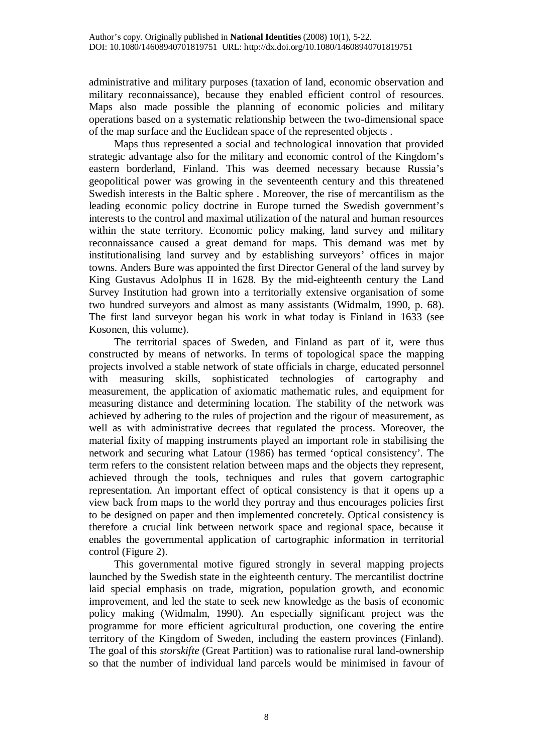administrative and military purposes (taxation of land, economic observation and military reconnaissance), because they enabled efficient control of resources. Maps also made possible the planning of economic policies and military operations based on a systematic relationship between the two-dimensional space of the map surface and the Euclidean space of the represented objects .

Maps thus represented a social and technological innovation that provided strategic advantage also for the military and economic control of the Kingdom's eastern borderland, Finland. This was deemed necessary because Russia's geopolitical power was growing in the seventeenth century and this threatened Swedish interests in the Baltic sphere . Moreover, the rise of mercantilism as the leading economic policy doctrine in Europe turned the Swedish government's interests to the control and maximal utilization of the natural and human resources within the state territory. Economic policy making, land survey and military reconnaissance caused a great demand for maps. This demand was met by institutionalising land survey and by establishing surveyors' offices in major towns. Anders Bure was appointed the first Director General of the land survey by King Gustavus Adolphus II in 1628. By the mid-eighteenth century the Land Survey Institution had grown into a territorially extensive organisation of some two hundred surveyors and almost as many assistants (Widmalm, 1990, p. 68). The first land surveyor began his work in what today is Finland in 1633 (see Kosonen, this volume).

The territorial spaces of Sweden, and Finland as part of it, were thus constructed by means of networks. In terms of topological space the mapping projects involved a stable network of state officials in charge, educated personnel with measuring skills, sophisticated technologies of cartography and measurement, the application of axiomatic mathematic rules, and equipment for measuring distance and determining location. The stability of the network was achieved by adhering to the rules of projection and the rigour of measurement, as well as with administrative decrees that regulated the process. Moreover, the material fixity of mapping instruments played an important role in stabilising the network and securing what Latour (1986) has termed 'optical consistency'. The term refers to the consistent relation between maps and the objects they represent, achieved through the tools, techniques and rules that govern cartographic representation. An important effect of optical consistency is that it opens up a view back from maps to the world they portray and thus encourages policies first to be designed on paper and then implemented concretely. Optical consistency is therefore a crucial link between network space and regional space, because it enables the governmental application of cartographic information in territorial control (Figure 2).

This governmental motive figured strongly in several mapping projects launched by the Swedish state in the eighteenth century. The mercantilist doctrine laid special emphasis on trade, migration, population growth, and economic improvement, and led the state to seek new knowledge as the basis of economic policy making (Widmalm, 1990). An especially significant project was the programme for more efficient agricultural production, one covering the entire territory of the Kingdom of Sweden, including the eastern provinces (Finland). The goal of this *storskifte* (Great Partition) was to rationalise rural land-ownership so that the number of individual land parcels would be minimised in favour of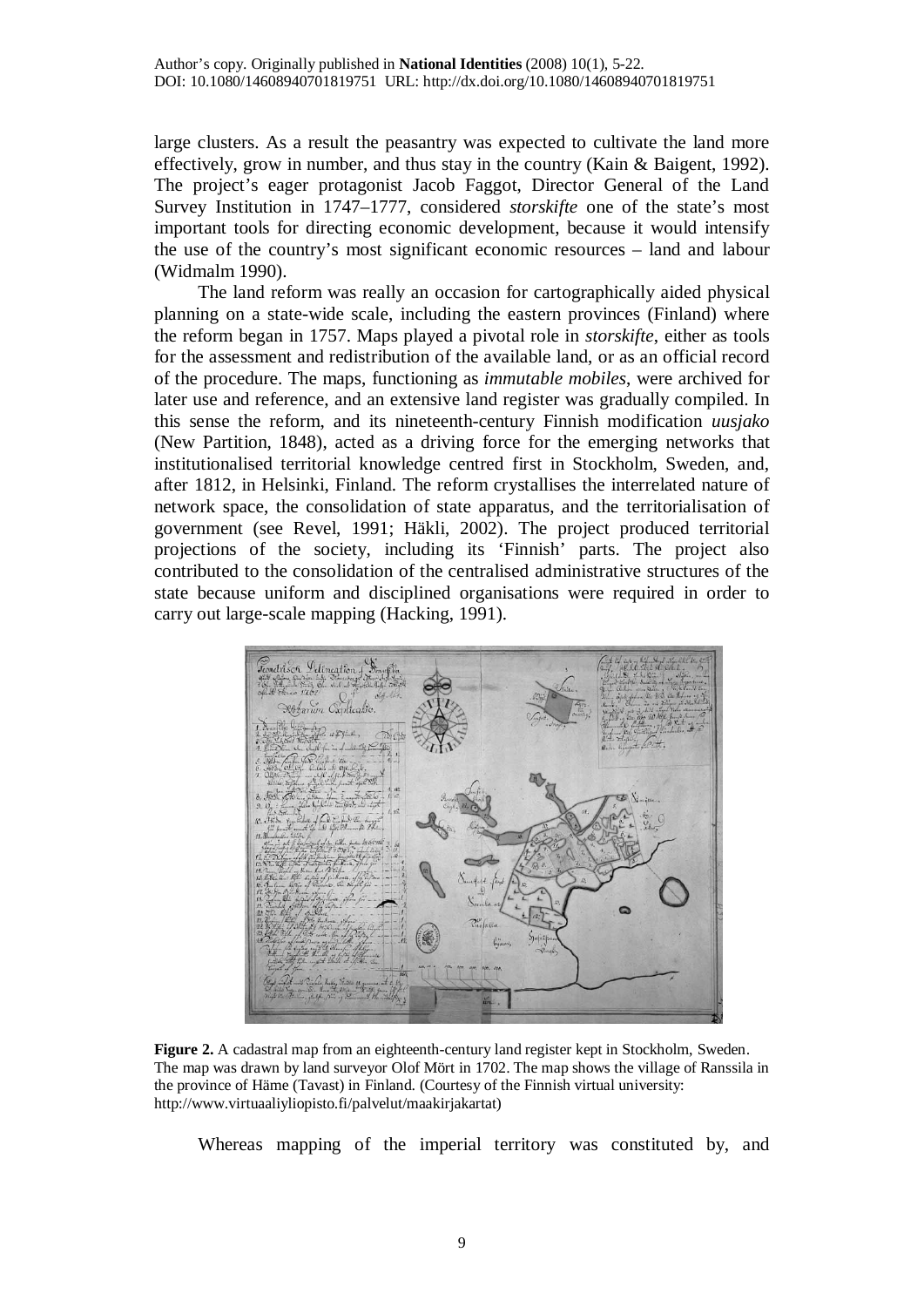large clusters. As a result the peasantry was expected to cultivate the land more effectively, grow in number, and thus stay in the country (Kain & Baigent, 1992). The project's eager protagonist Jacob Faggot, Director General of the Land Survey Institution in 1747–1777, considered *storskifte* one of the state's most important tools for directing economic development, because it would intensify the use of the country's most significant economic resources – land and labour (Widmalm 1990).

The land reform was really an occasion for cartographically aided physical planning on a state-wide scale, including the eastern provinces (Finland) where the reform began in 1757. Maps played a pivotal role in *storskifte*, either as tools for the assessment and redistribution of the available land, or as an official record of the procedure. The maps, functioning as *immutable mobiles*, were archived for later use and reference, and an extensive land register was gradually compiled. In this sense the reform, and its nineteenth-century Finnish modification *uusjako* (New Partition, 1848), acted as a driving force for the emerging networks that institutionalised territorial knowledge centred first in Stockholm, Sweden, and, after 1812, in Helsinki, Finland. The reform crystallises the interrelated nature of network space, the consolidation of state apparatus, and the territorialisation of government (see Revel, 1991; Häkli, 2002). The project produced territorial projections of the society, including its 'Finnish' parts. The project also contributed to the consolidation of the centralised administrative structures of the state because uniform and disciplined organisations were required in order to carry out large-scale mapping (Hacking, 1991).

**Figure 2.** A cadastral map from an eighteenth-century land register kept in Stockholm, Sweden. The map was drawn by land surveyor Olof Mört in 1702. The map shows the village of Ranssila in the province of Häme (Tavast) in Finland. (Courtesy of the Finnish virtual university: http://www.virtuaaliyliopisto.fi/palvelut/maakirjakartat)

Whereas mapping of the imperial territory was constituted by, and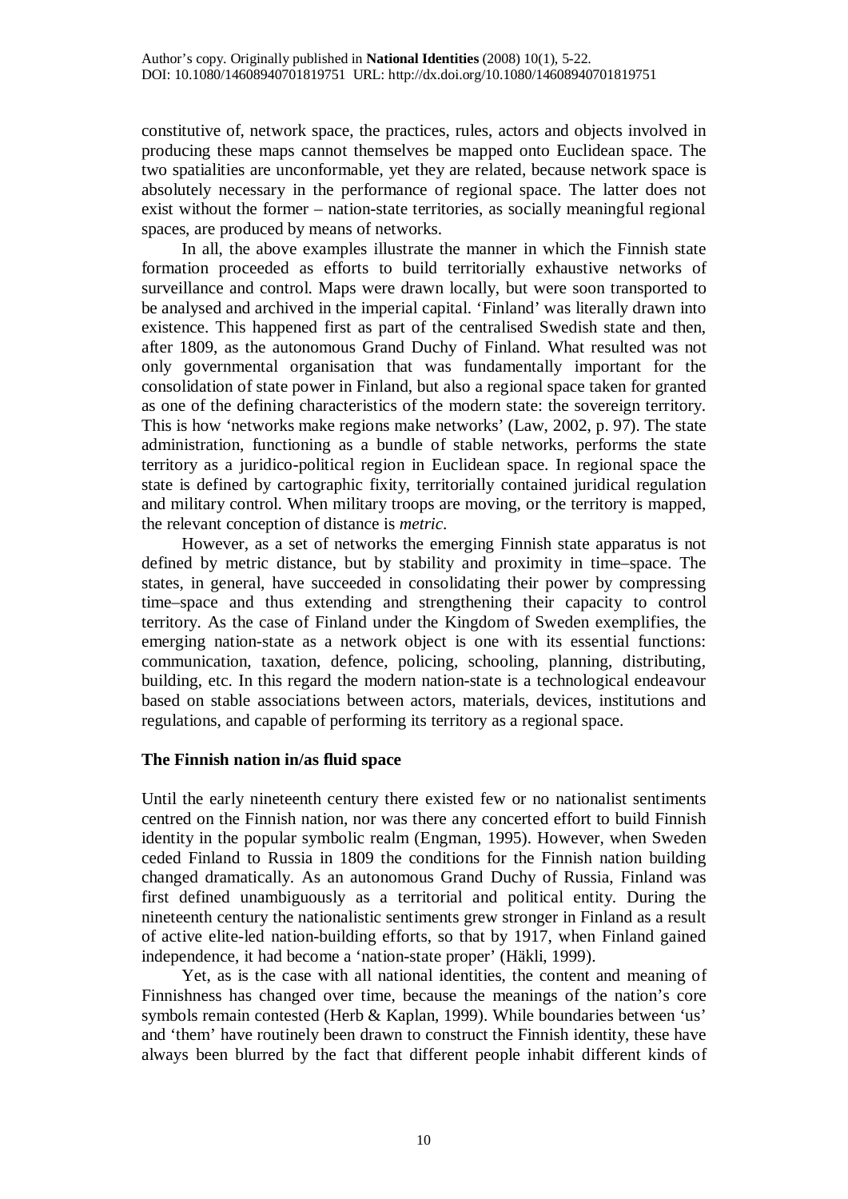constitutive of, network space, the practices, rules, actors and objects involved in producing these maps cannot themselves be mapped onto Euclidean space. The two spatialities are unconformable, yet they are related, because network space is absolutely necessary in the performance of regional space. The latter does not exist without the former – nation-state territories, as socially meaningful regional spaces, are produced by means of networks.

In all, the above examples illustrate the manner in which the Finnish state formation proceeded as efforts to build territorially exhaustive networks of surveillance and control. Maps were drawn locally, but were soon transported to be analysed and archived in the imperial capital. 'Finland' was literally drawn into existence. This happened first as part of the centralised Swedish state and then, after 1809, as the autonomous Grand Duchy of Finland. What resulted was not only governmental organisation that was fundamentally important for the consolidation of state power in Finland, but also a regional space taken for granted as one of the defining characteristics of the modern state: the sovereign territory. This is how 'networks make regions make networks' (Law, 2002, p. 97). The state administration, functioning as a bundle of stable networks, performs the state territory as a juridico-political region in Euclidean space. In regional space the state is defined by cartographic fixity, territorially contained juridical regulation and military control. When military troops are moving, or the territory is mapped, the relevant conception of distance is *metric*.

However, as a set of networks the emerging Finnish state apparatus is not defined by metric distance, but by stability and proximity in time–space. The states, in general, have succeeded in consolidating their power by compressing time–space and thus extending and strengthening their capacity to control territory. As the case of Finland under the Kingdom of Sweden exemplifies, the emerging nation-state as a network object is one with its essential functions: communication, taxation, defence, policing, schooling, planning, distributing, building, etc. In this regard the modern nation-state is a technological endeavour based on stable associations between actors, materials, devices, institutions and regulations, and capable of performing its territory as a regional space.

## The Finnish nation in/as fluid space

Until the early nineteenth century there existed few or no nationalist sentiments centred on the Finnish nation, nor was there any concerted effort to build Finnish identity in the popular symbolic realm (Engman, 1995). However, when Sweden ceded Finland to Russia in 1809 the conditions for the Finnish nation building changed dramatically. As an autonomous Grand Duchy of Russia, Finland was first defined unambiguously as a territorial and political entity. During the nineteenth century the nationalistic sentiments grew stronger in Finland as a result of active elite-led nation-building efforts, so that by 1917, when Finland gained independence, it had become a 'nation-state proper' (Häkli, 1999).

Yet, as is the case with all national identities, the content and meaning of Finnishness has changed over time, because the meanings of the nation's core symbols remain contested (Herb & Kaplan, 1999). While boundaries between 'us' and 'them' have routinely been drawn to construct the Finnish identity, these have always been blurred by the fact that different people inhabit different kinds of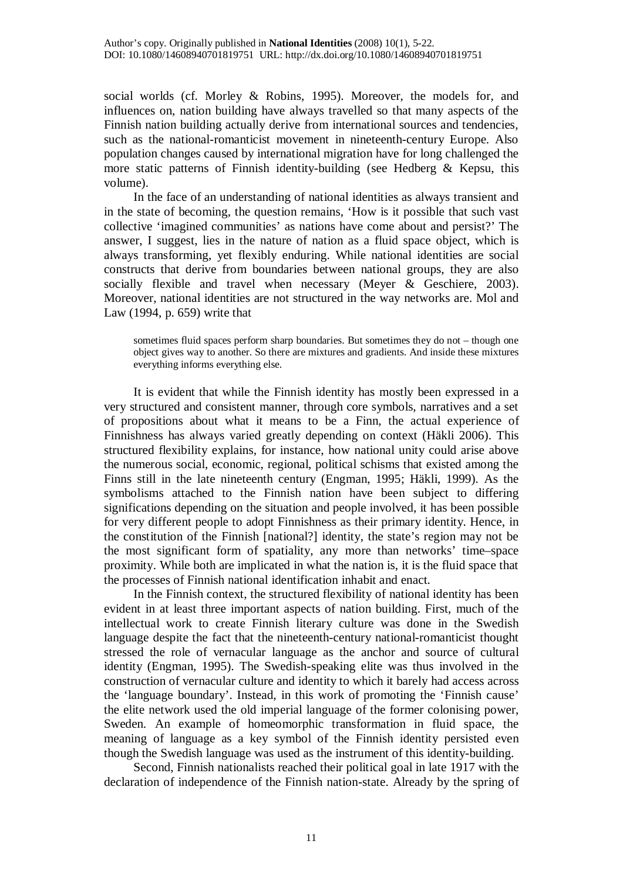social worlds (cf. Morley & Robins, 1995). Moreover, the models for, and influences on, nation building have always travelled so that many aspects of the Finnish nation building actually derive from international sources and tendencies, such as the national-romanticist movement in nineteenth-century Europe. Also population changes caused by international migration have for long challenged the more static patterns of Finnish identity-building (see Hedberg & Kepsu, this volume).

In the face of an understanding of national identities as always transient and in the state of becoming, the question remains, 'How is it possible that such vast collective 'imagined communities' as nations have come about and persist?' The answer, I suggest, lies in the nature of nation as a fluid space object, which is always transforming, yet flexibly enduring. While national identities are social constructs that derive from boundaries between national groups, they are also socially flexible and travel when necessary (Meyer & Geschiere, 2003). Moreover, national identities are not structured in the way networks are. Mol and Law (1994, p. 659) write that

> sometimes fluid spaces perform sharp boundaries. But sometimes they do not – though one object gives way to another. So there are mixtures and gradients. And inside these mixtures everything informs everything else.

It is evident that while the Finnish identity has mostly been expressed in a very structured and consistent manner, through core symbols, narratives and a set of propositions about what it means to be a Finn, the actual experience of Finnishness has always varied greatly depending on context (Häkli 2006). This structured flexibility explains, for instance, how national unity could arise above the numerous social, economic, regional, political schisms that existed among the Finns still in the late nineteenth century (Engman, 1995; Häkli, 1999). As the symbolisms attached to the Finnish nation have been subject to differing significations depending on the situation and people involved, it has been possible for very different people to adopt Finnishness as their primary identity. Hence, in the constitution of the Finnish [national?] identity, the state's region may not be the most significant form of spatiality, any more than networks' time–space proximity. While both are implicated in what the nation is, it is the fluid space that the processes of Finnish national identification inhabit and enact.

In the Finnish context, the structured flexibility of national identity has been evident in at least three important aspects of nation building. First, much of the intellectual work to create Finnish literary culture was done in the Swedish language despite the fact that the nineteenth-century national-romanticist thought stressed the role of vernacular language as the anchor and source of cultural identity (Engman, 1995). The Swedish-speaking elite was thus involved in the construction of vernacular culture and identity to which it barely had access across the 'language boundary'. Instead, in this work of promoting the 'Finnish cause' the elite network used the old imperial language of the former colonising power, Sweden. An example of homeomorphic transformation in fluid space, the meaning of language as a key symbol of the Finnish identity persisted even though the Swedish language was used as the instrument of this identity-building.

Second, Finnish nationalists reached their political goal in late 1917 with the declaration of independence of the Finnish nation-state. Already by the spring of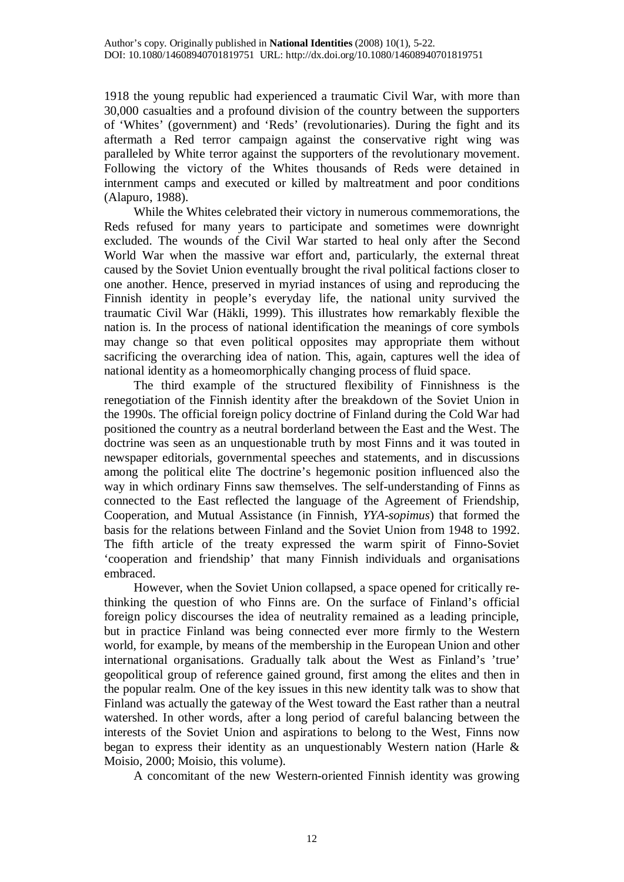1918 the young republic had experienced a traumatic Civil War, with more than 30,000 casualties and a profound division of the country between the supporters of 'Whites' (government) and 'Reds' (revolutionaries). During the fight and its aftermath a Red terror campaign against the conservative right wing was paralleled by White terror against the supporters of the revolutionary movement. Following the victory of the Whites thousands of Reds were detained in internment camps and executed or killed by maltreatment and poor conditions (Alapuro, 1988).

While the Whites celebrated their victory in numerous commemorations, the Reds refused for many years to participate and sometimes were downright excluded. The wounds of the Civil War started to heal only after the Second World War when the massive war effort and, particularly, the external threat caused by the Soviet Union eventually brought the rival political factions closer to one another. Hence, preserved in myriad instances of using and reproducing the Finnish identity in people's everyday life, the national unity survived the traumatic Civil War (Häkli, 1999). This illustrates how remarkably flexible the nation is. In the process of national identification the meanings of core symbols may change so that even political opposites may appropriate them without sacrificing the overarching idea of nation. This, again, captures well the idea of national identity as a homeomorphically changing process of fluid space.

The third example of the structured flexibility of Finnishness is the renegotiation of the Finnish identity after the breakdown of the Soviet Union in the 1990s. The official foreign policy doctrine of Finland during the Cold War had positioned the country as a neutral borderland between the East and the West. The doctrine was seen as an unquestionable truth by most Finns and it was touted in newspaper editorials, governmental speeches and statements, and in discussions among the political elite The doctrine's hegemonic position influenced also the way in which ordinary Finns saw themselves. The self-understanding of Finns as connected to the East reflected the language of the Agreement of Friendship, Cooperation, and Mutual Assistance (in Finnish, *YYA-sopimus*) that formed the basis for the relations between Finland and the Soviet Union from 1948 to 1992. The fifth article of the treaty expressed the warm spirit of Finno-Soviet 'cooperation and friendship' that many Finnish individuals and organisations embraced.

However, when the Soviet Union collapsed, a space opened for critically re-thinking the question of who Finns are. On the surface of Finland's official foreign policy discourses the idea of neutrality remained as a leading principle, but in practice Finland was being connected ever more firmly to the Western world, for example, by means of the membership in the European Union and other international organisations. Gradually talk about the West as Finland's 'true' geopolitical group of reference gained ground, first among the elites and then in the popular realm. One of the key issues in this new identity talk was to show that Finland was actually the gateway of the West toward the East rather than a neutral watershed. In other words, after a long period of careful balancing between the interests of the Soviet Union and aspirations to belong to the West, Finns now began to express their identity as an unquestionably Western nation (Harle & Moisio, 2000; Moisio, this volume).

A concomitant of the new Western-oriented Finnish identity was growing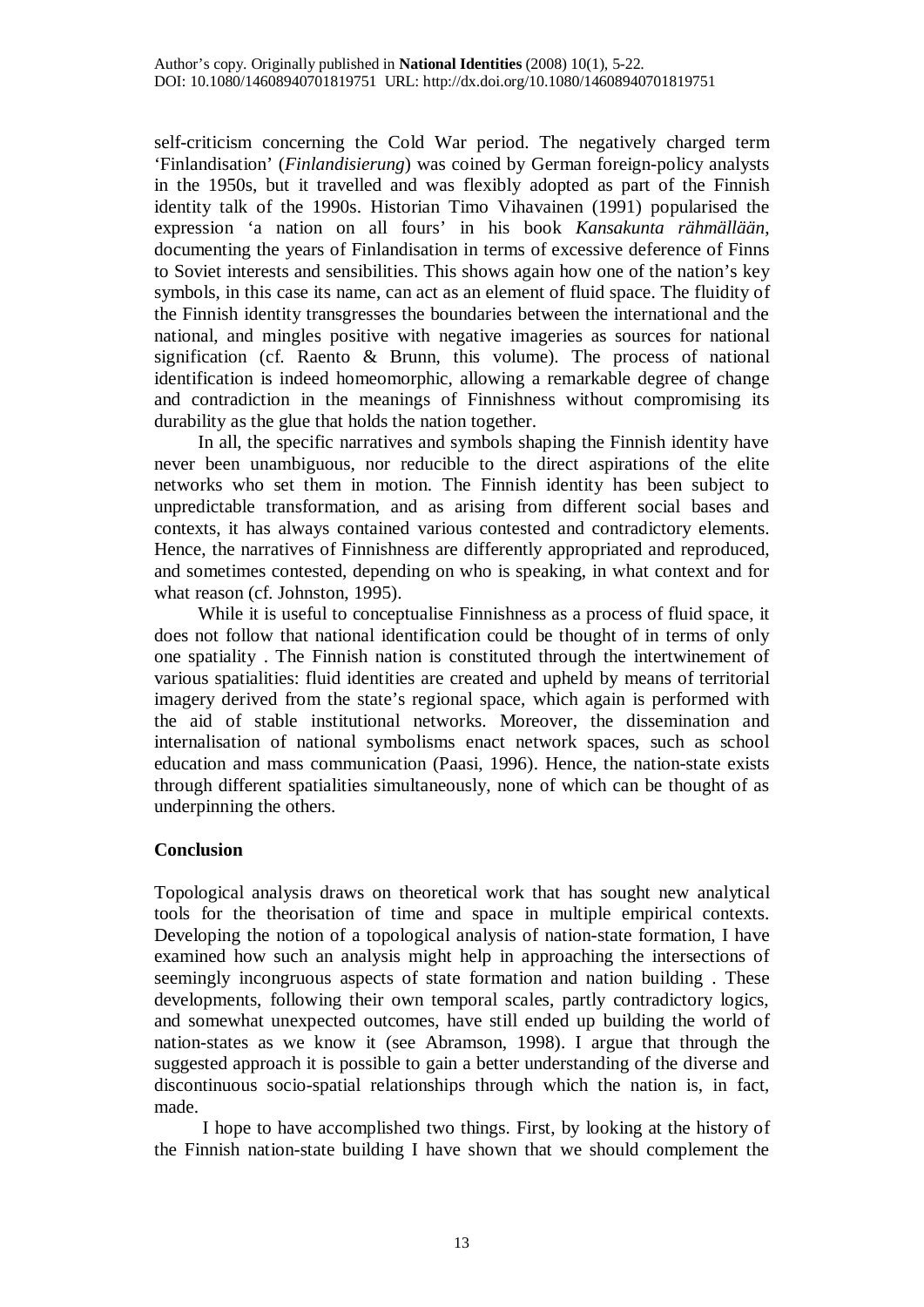self-criticism concerning the Cold War period. The negatively charged term 'Finlandisation' (*Finlandisierung*) was coined by German foreign-policy analysts in the 1950s, but it travelled and was flexibly adopted as part of the Finnish identity talk of the 1990s. Historian Timo Vihavainen (1991) popularised the expression 'a nation on all fours' in his book *Kansakunta rähmällään*, documenting the years of Finlandisation in terms of excessive deference of Finns to Soviet interests and sensibilities. This shows again how one of the nation's key symbols, in this case its name, can act as an element of fluid space. The fluidity of the Finnish identity transgresses the boundaries between the international and the national, and mingles positive with negative imageries as sources for national signification (cf. Raento & Brunn, this volume). The process of national identification is indeed homeomorphic, allowing a remarkable degree of change and contradiction in the meanings of Finnishness without compromising its durability as the glue that holds the nation together.

In all, the specific narratives and symbols shaping the Finnish identity have never been unambiguous, nor reducible to the direct aspirations of the elite networks who set them in motion. The Finnish identity has been subject to unpredictable transformation, and as arising from different social bases and contexts, it has always contained various contested and contradictory elements. Hence, the narratives of Finnishness are differently appropriated and reproduced, and sometimes contested, depending on who is speaking, in what context and for what reason (cf. Johnston, 1995).

While it is useful to conceptualise Finnishness as a process of fluid space, it does not follow that national identification could be thought of in terms of only one spatiality . The Finnish nation is constituted through the intertwinement of various spatialities: fluid identities are created and upheld by means of territorial imagery derived from the state's regional space, which again is performed with the aid of stable institutional networks. Moreover, the dissemination and internalisation of national symbolisms enact network spaces, such as school education and mass communication (Paasi, 1996). Hence, the nation-state exists through different spatialities simultaneously, none of which can be thought of as underpinning the others.

## Conclusion

Topological analysis draws on theoretical work that has sought new analytical tools for the theorisation of time and space in multiple empirical contexts. Developing the notion of a topological analysis of nation-state formation, I have examined how such an analysis might help in approaching the intersections of seemingly incongruous aspects of state formation and nation building . These developments, following their own temporal scales, partly contradictory logics, and somewhat unexpected outcomes, have still ended up building the world of nation-states as we know it (see Abramson, 1998). I argue that through the suggested approach it is possible to gain a better understanding of the diverse and discontinuous socio-spatial relationships through which the nation is, in fact, made.

I hope to have accomplished two things. First, by looking at the history of the Finnish nation-state building I have shown that we should complement the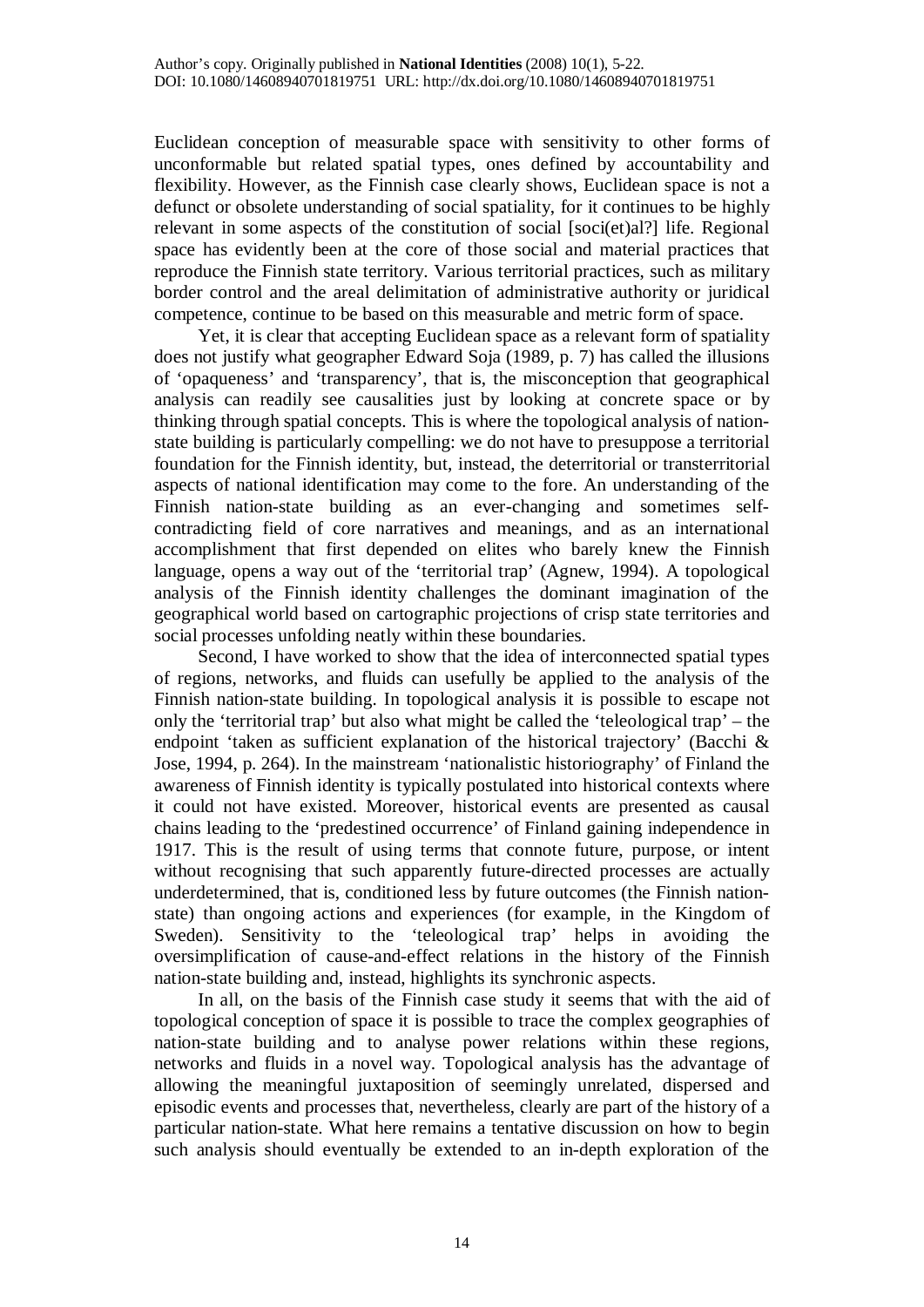Euclidean conception of measurable space with sensitivity to other forms of unconformable but related spatial types, ones defined by accountability and flexibility. However, as the Finnish case clearly shows, Euclidean space is not a defunct or obsolete understanding of social spatiality, for it continues to be highly relevant in some aspects of the constitution of social [soci(et)al?] life. Regional space has evidently been at the core of those social and material practices that reproduce the Finnish state territory. Various territorial practices, such as military border control and the areal delimitation of administrative authority or juridical competence, continue to be based on this measurable and metric form of space.

Yet, it is clear that accepting Euclidean space as a relevant form of spatiality does not justify what geographer Edward Soja (1989, p. 7) has called the illusions of 'opaqueness' and 'transparency', that is, the misconception that geographical analysis can readily see causalities just by looking at concrete space or by thinking through spatial concepts. This is where the topological analysis of nation-state building is particularly compelling: we do not have to presuppose a territorial foundation for the Finnish identity, but, instead, the deterritorial or transterritorial aspects of national identification may come to the fore. An understanding of the Finnish nation-state building as an ever-changing and sometimes self-contradicting field of core narratives and meanings, and as an international accomplishment that first depended on elites who barely knew the Finnish language, opens a way out of the 'territorial trap' (Agnew, 1994). A topological analysis of the Finnish identity challenges the dominant imagination of the geographical world based on cartographic projections of crisp state territories and social processes unfolding neatly within these boundaries.

Second, I have worked to show that the idea of interconnected spatial types of regions, networks, and fluids can usefully be applied to the analysis of the Finnish nation-state building. In topological analysis it is possible to escape not only the 'territorial trap' but also what might be called the 'teleological trap' – the endpoint 'taken as sufficient explanation of the historical trajectory' (Bacchi & Jose, 1994, p. 264). In the mainstream 'nationalistic historiography' of Finland the awareness of Finnish identity is typically postulated into historical contexts where it could not have existed. Moreover, historical events are presented as causal chains leading to the 'predestined occurrence' of Finland gaining independence in 1917. This is the result of using terms that connote future, purpose, or intent without recognising that such apparently future-directed processes are actually underdetermined, that is, conditioned less by future outcomes (the Finnish nation-state) than ongoing actions and experiences (for example, in the Kingdom of Sweden). Sensitivity to the 'teleological trap' helps in avoiding the oversimplification of cause-and-effect relations in the history of the Finnish nation-state building and, instead, highlights its synchronic aspects.

In all, on the basis of the Finnish case study it seems that with the aid of topological conception of space it is possible to trace the complex geographies of nation-state building and to analyse power relations within these regions, networks and fluids in a novel way. Topological analysis has the advantage of allowing the meaningful juxtaposition of seemingly unrelated, dispersed and episodic events and processes that, nevertheless, clearly are part of the history of a particular nation-state. What here remains a tentative discussion on how to begin such analysis should eventually be extended to an in-depth exploration of the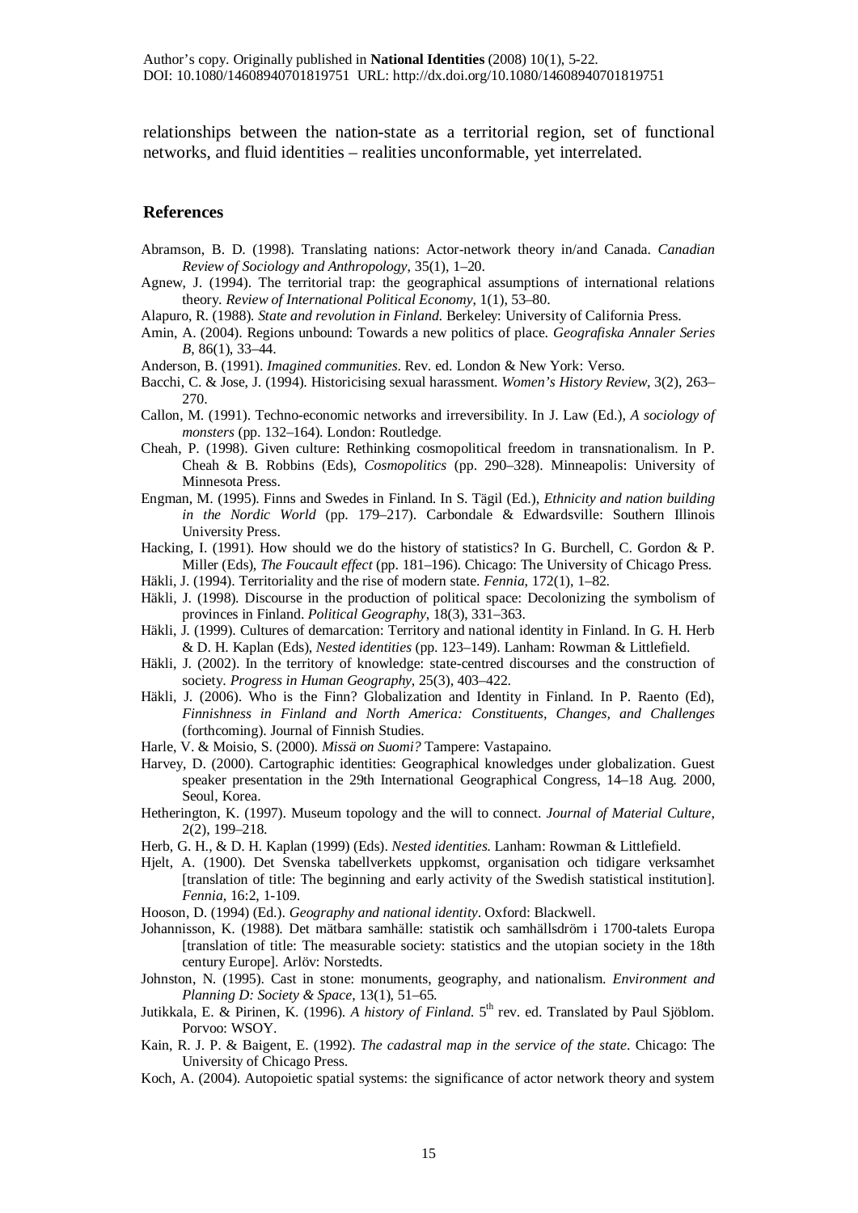relationships between the nation-state as a territorial region, set of functional networks, and fluid identities – realities unconformable, yet interrelated.

## References

Abramson, B. D. (1998). Translating nations: Actor-network theory in/and Canada. *Canadian Review of Sociology and Anthropology*, 35(1), 1–20.

Agnew, J. (1994). The territorial trap: the geographical assumptions of international relations theory. *Review of International Political Economy*, 1(1), 53–80.

Alapuro, R. (1988). *State and revolution in Finland*. Berkeley: University of California Press.

Amin, A. (2004). Regions unbound: Towards a new politics of place. *Geografiska Annaler Series B*, 86(1), 33–44.

Anderson, B. (1991). *Imagined communities*. Rev. ed. London & New York: Verso.

Bacchi, C. & Jose, J. (1994). Historicising sexual harassment. *Women's History Review*, 3(2), 263–270.

Callon, M. (1991). Techno-economic networks and irreversibility. In J. Law (Ed.), *A sociology of monsters* (pp. 132–164). London: Routledge.

Cheah, P. (1998). Given culture: Rethinking cosmopolitical freedom in transnationalism. In P. Cheah & B. Robbins (Eds), *Cosmopolitics* (pp. 290–328). Minneapolis: University of Minnesota Press.

Engman, M. (1995). Finns and Swedes in Finland. In S. Tägil (Ed.), *Ethnicity and nation building in the Nordic World* (pp. 179–217). Carbondale & Edwardsville: Southern Illinois University Press.

Hacking, I. (1991). How should we do the history of statistics? In G. Burchell, C. Gordon & P. Miller (Eds), *The Foucault effect* (pp. 181–196). Chicago: The University of Chicago Press.

Häkli, J. (1994). Territoriality and the rise of modern state. *Fennia*, 172(1), 1–82.

Häkli, J. (1998). Discourse in the production of political space: Decolonizing the symbolism of provinces in Finland. *Political Geography*, 18(3), 331–363.

Häkli, J. (1999). Cultures of demarcation: Territory and national identity in Finland. In G. H. Herb & D. H. Kaplan (Eds), *Nested identities* (pp. 123–149). Lanham: Rowman & Littlefield.

Häkli, J. (2002). In the territory of knowledge: state-centred discourses and the construction of society. *Progress in Human Geography*, 25(3), 403–422.

Häkli, J. (2006). Who is the Finn? Globalization and Identity in Finland. In P. Raento (Ed), *Finnishness in Finland and North America: Constituents, Changes, and Challenges* (forthcoming). Journal of Finnish Studies.

Harle, V. & Moisio, S. (2000). *Missä on Suomi?* Tampere: Vastapaino.

Harvey, D. (2000). Cartographic identities: Geographical knowledges under globalization. Guest speaker presentation in the 29th International Geographical Congress, 14–18 Aug. 2000, Seoul, Korea.

Hetherington, K. (1997). Museum topology and the will to connect. *Journal of Material Culture*, 2(2), 199–218.

Herb, G. H., & D. H. Kaplan (1999) (Eds). *Nested identities*. Lanham: Rowman & Littlefield.

Hjelt, A. (1900). Det Svenska tabellverkets uppkomst, organisation och tidigare verksamhet [translation of title: The beginning and early activity of the Swedish statistical institution]. *Fennia*, 16:2, 1-109.

Hooson, D. (1994) (Ed.). *Geography and national identity*. Oxford: Blackwell.

Johannisson, K. (1988). Det mätbara samhälle: statistik och samhällsdröm i 1700-talets Europa [translation of title: The measurable society: statistics and the utopian society in the 18th century Europe]. Arlöv: Norstedts.

Johnston, N. (1995). Cast in stone: monuments, geography, and nationalism. *Environment and Planning D: Society & Space*, 13(1), 51–65.

Jutikkala, E. & Pirinen, K. (1996). *A history of Finland*. 5th rev. ed. Translated by Paul Sjöblom. Porvoo: WSOY.

Kain, R. J. P. & Baigent, E. (1992). *The cadastral map in the service of the state*. Chicago: The University of Chicago Press.

Koch, A. (2004). Autopoietic spatial systems: the significance of actor network theory and system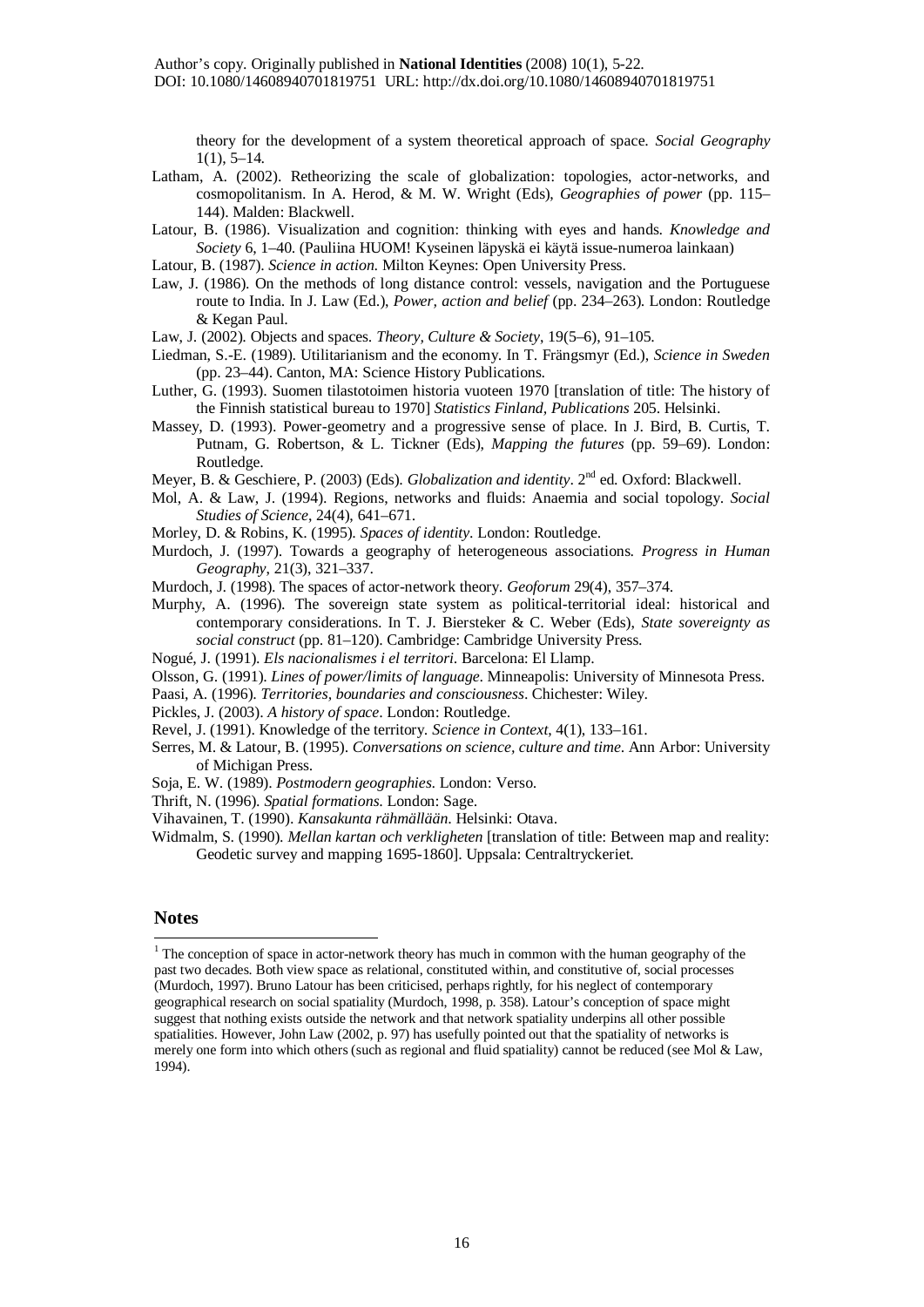theory for the development of a system theoretical approach of space. *Social Geography* 1(1), 5–14.

Latham, A. (2002). Retheorizing the scale of globalization: topologies, actor-networks, and cosmopolitanism. In A. Herod, & M. W. Wright (Eds), *Geographies of power* (pp. 115–144). Malden: Blackwell.

Latour, B. (1986). Visualization and cognition: thinking with eyes and hands. *Knowledge and Society* 6, 1–40. (Pauliina HUOM! Kyseinen läpyskä ei käytä issue-numeroa lainkaan)

Latour, B. (1987). *Science in action.* Milton Keynes: Open University Press.

Law, J. (1986). On the methods of long distance control: vessels, navigation and the Portuguese route to India. In J. Law (Ed.), *Power, action and belief* (pp. 234–263). London: Routledge & Kegan Paul.

Law, J. (2002). Objects and spaces. *Theory, Culture & Society*, 19(5–6), 91–105.

Liedman, S.-E. (1989). Utilitarianism and the economy. In T. Frängsmyr (Ed.), *Science in Sweden* (pp. 23–44). Canton, MA: Science History Publications.

Luther, G. (1993). Suomen tilastotoimen historia vuoteen 1970 [translation of title: The history of the Finnish statistical bureau to 1970] *Statistics Finland, Publications* 205. Helsinki.

Massey, D. (1993). Power-geometry and a progressive sense of place. In J. Bird, B. Curtis, T. Putnam, G. Robertson, & L. Tickner (Eds), *Mapping the futures* (pp. 59–69). London: Routledge.

Meyer, B. & Geschiere, P. (2003) (Eds). *Globalization and identity*. 2nd ed. Oxford: Blackwell.

Mol, A. & Law, J. (1994). Regions, networks and fluids: Anaemia and social topology. *Social Studies of Science*, 24(4), 641–671.

Morley, D. & Robins, K. (1995). *Spaces of identity*. London: Routledge.

Murdoch, J. (1997). Towards a geography of heterogeneous associations. *Progress in Human Geography*, 21(3), 321–337.

Murdoch, J. (1998). The spaces of actor-network theory. *Geoforum* 29(4), 357–374.

Murphy, A. (1996). The sovereign state system as political-territorial ideal: historical and contemporary considerations. In T. J. Biersteker & C. Weber (Eds), *State sovereignty as social construct* (pp. 81–120). Cambridge: Cambridge University Press.

Nogué, J. (1991). *Els nacionalismes i el territori.* Barcelona: El Llamp.

Olsson, G. (1991). *Lines of power/limits of language.* Minneapolis: University of Minnesota Press.

Paasi, A. (1996). *Territories, boundaries and consciousness*. Chichester: Wiley.

Pickles, J. (2003). *A history of space*. London: Routledge.

Revel, J. (1991). Knowledge of the territory. *Science in Context*, 4(1), 133–161.

Serres, M. & Latour, B. (1995). *Conversations on science, culture and time.* Ann Arbor: University of Michigan Press.

Soja, E. W. (1989). *Postmodern geographies.* London: Verso.

Thrift, N. (1996). *Spatial formations.* London: Sage.

Vihavainen, T. (1990). *Kansakunta rähmällään*. Helsinki: Otava.

Widmalm, S. (1990). *Mellan kartan och verkligheten* [translation of title: Between map and reality: Geodetic survey and mapping 1695-1860]. Uppsala: Centraltryckeriet.

## Notes

[1] The conception of space in actor-network theory has much in common with the human geography of the past two decades. Both view space as relational, constituted within, and constitutive of, social processes (Murdoch, 1997). Bruno Latour has been criticised, perhaps rightly, for his neglect of contemporary geographical research on social spatiality (Murdoch, 1998, p. 358). Latour's conception of space might suggest that nothing exists outside the network and that network spatiality underpins all other possible spatialities. However, John Law (2002, p. 97) has usefully pointed out that the spatiality of networks is merely one form into which others (such as regional and fluid spatiality) cannot be reduced (see Mol & Law, 1994).